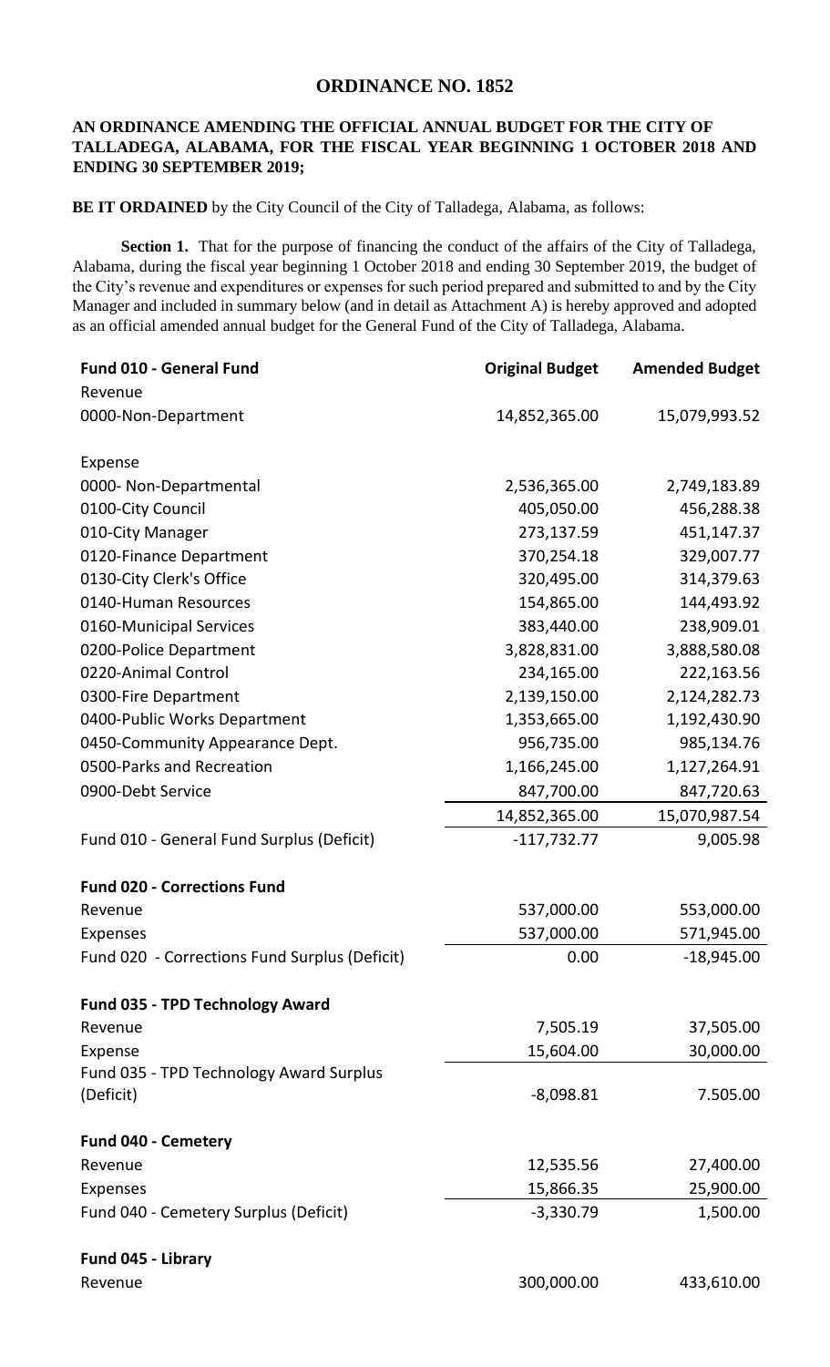# ORDINANCE NO. 1852

**AN ORDINANCE AMENDING THE OFFICIAL ANNUAL BUDGET FOR THE CITY OF TALLADEGA, ALABAMA, FOR THE FISCAL YEAR BEGINNING 1 OCTOBER 2018 AND ENDING 30 SEPTEMBER 2019;**

**BE IT ORDAINED** by the City Council of the City of Talladega, Alabama, as follows:

**Section 1.** That for the purpose of financing the conduct of the affairs of the City of Talladega, Alabama, during the fiscal year beginning 1 October 2018 and ending 30 September 2019, the budget of the City's revenue and expenditures or expenses for such period prepared and submitted to and by the City Manager and included in summary below (and in detail as Attachment A) is hereby approved and adopted as an official amended annual budget for the General Fund of the City of Talladega, Alabama.

| **Fund 010 - General Fund** | **Original Budget** | **Amended Budget** |
|---|---|---|
| Revenue | | |
| 0000-Non-Department | 14,852,365.00 | 15,079,993.52 |
| | | |
| Expense | | |
| 0000- Non-Departmental | 2,536,365.00 | 2,749,183.89 |
| 0100-City Council | 405,050.00 | 456,288.38 |
| 010-City Manager | 273,137.59 | 451,147.37 |
| 0120-Finance Department | 370,254.18 | 329,007.77 |
| 0130-City Clerk's Office | 320,495.00 | 314,379.63 |
| 0140-Human Resources | 154,865.00 | 144,493.92 |
| 0160-Municipal Services | 383,440.00 | 238,909.01 |
| 0200-Police Department | 3,828,831.00 | 3,888,580.08 |
| 0220-Animal Control | 234,165.00 | 222,163.56 |
| 0300-Fire Department | 2,139,150.00 | 2,124,282.73 |
| 0400-Public Works Department | 1,353,665.00 | 1,192,430.90 |
| 0450-Community Appearance Dept. | 956,735.00 | 985,134.76 |
| 0500-Parks and Recreation | 1,166,245.00 | 1,127,264.91 |
| 0900-Debt Service | 847,700.00 | 847,720.63 |
| | 14,852,365.00 | 15,070,987.54 |
| Fund 010 - General Fund Surplus (Deficit) | -117,732.77 | 9,005.98 |
| | | |
| **Fund 020 - Corrections Fund** | | |
| Revenue | 537,000.00 | 553,000.00 |
| Expenses | 537,000.00 | 571,945.00 |
| Fund 020 - Corrections Fund Surplus (Deficit) | 0.00 | -18,945.00 |
| | | |
| **Fund 035 - TPD Technology Award** | | |
| Revenue | 7,505.19 | 37,505.00 |
| Expense | 15,604.00 | 30,000.00 |
| Fund 035 - TPD Technology Award Surplus (Deficit) | -8,098.81 | 7.505.00 |
| | | |
| **Fund 040 - Cemetery** | | |
| Revenue | 12,535.56 | 27,400.00 |
| Expenses | 15,866.35 | 25,900.00 |
| Fund 040 - Cemetery Surplus (Deficit) | -3,330.79 | 1,500.00 |
| | | |
| **Fund 045 - Library** | | |
| Revenue | 300,000.00 | 433,610.00 |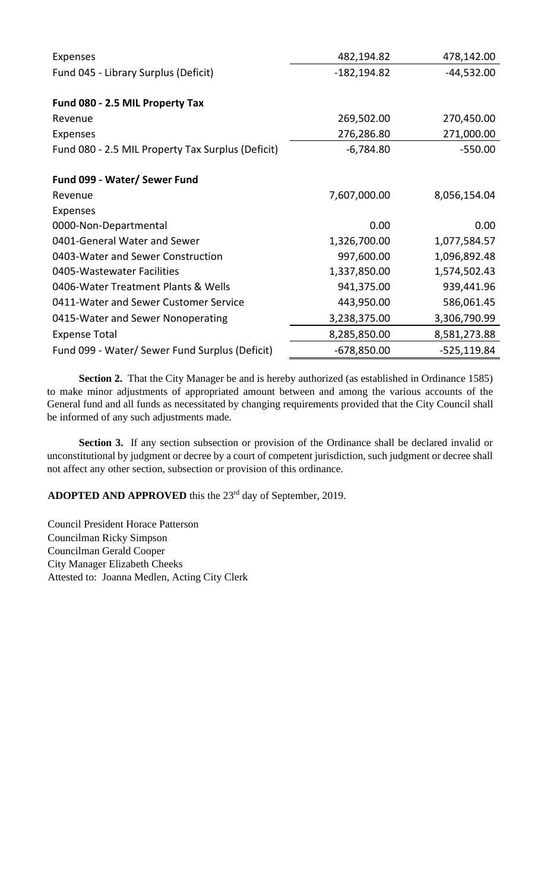| | | |
|---|---|---|
| Expenses | 482,194.82 | 478,142.00 |
| Fund 045 - Library Surplus (Deficit) | -182,194.82 | -44,532.00 |
| | | |
| **Fund 080 - 2.5 MIL Property Tax** | | |
| Revenue | 269,502.00 | 270,450.00 |
| Expenses | 276,286.80 | 271,000.00 |
| Fund 080 - 2.5 MIL Property Tax Surplus (Deficit) | -6,784.80 | -550.00 |
| | | |
| **Fund 099 - Water/ Sewer Fund** | | |
| Revenue | 7,607,000.00 | 8,056,154.04 |
| Expenses | | |
| 0000-Non-Departmental | 0.00 | 0.00 |
| 0401-General Water and Sewer | 1,326,700.00 | 1,077,584.57 |
| 0403-Water and Sewer Construction | 997,600.00 | 1,096,892.48 |
| 0405-Wastewater Facilities | 1,337,850.00 | 1,574,502.43 |
| 0406-Water Treatment Plants & Wells | 941,375.00 | 939,441.96 |
| 0411-Water and Sewer Customer Service | 443,950.00 | 586,061.45 |
| 0415-Water and Sewer Nonoperating | 3,238,375.00 | 3,306,790.99 |
| Expense Total | 8,285,850.00 | 8,581,273.88 |
| Fund 099 - Water/ Sewer Fund Surplus (Deficit) | -678,850.00 | -525,119.84 |

**Section 2.** That the City Manager be and is hereby authorized (as established in Ordinance 1585) to make minor adjustments of appropriated amount between and among the various accounts of the General fund and all funds as necessitated by changing requirements provided that the City Council shall be informed of any such adjustments made.

**Section 3.** If any section subsection or provision of the Ordinance shall be declared invalid or unconstitutional by judgment or decree by a court of competent jurisdiction, such judgment or decree shall not affect any other section, subsection or provision of this ordinance.

**ADOPTED AND APPROVED** this the 23rd day of September, 2019.

Council President Horace Patterson
Councilman Ricky Simpson
Councilman Gerald Cooper
City Manager Elizabeth Cheeks
Attested to: Joanna Medlen, Acting City Clerk